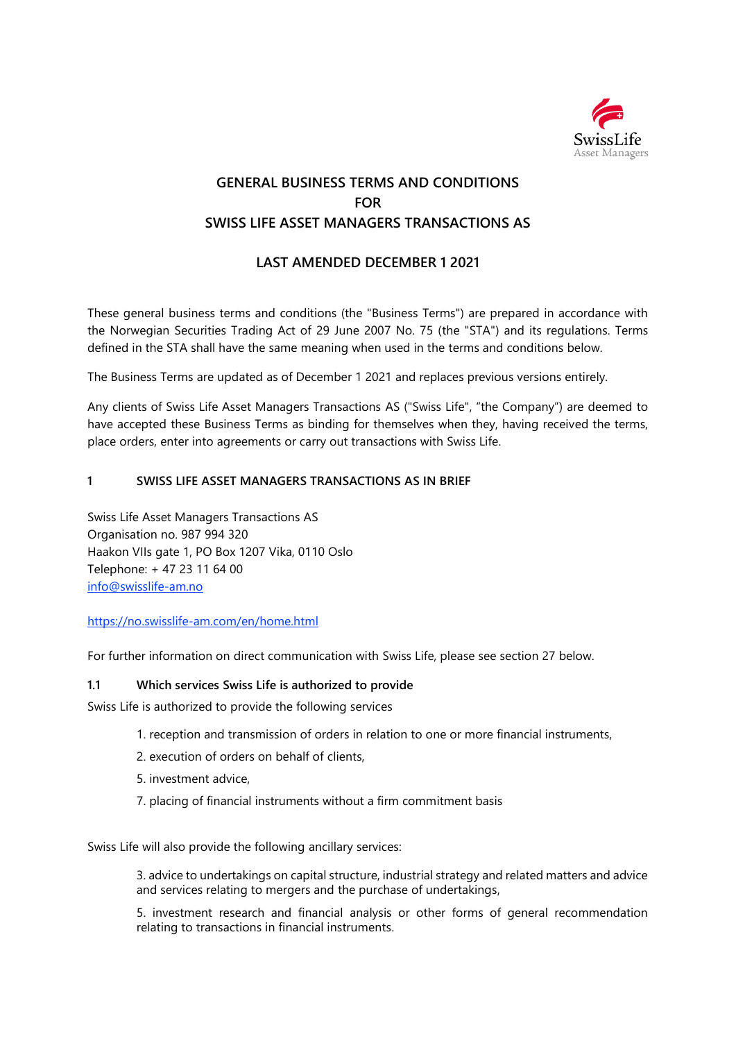# GENERAL BUSINESS TERMS AND CONDITIONS
# FOR
# SWISS LIFE ASSET MANAGERS TRANSACTIONS AS

## LAST AMENDED DECEMBER 1 2021

These general business terms and conditions (the "Business Terms") are prepared in accordance with the Norwegian Securities Trading Act of 29 June 2007 No. 75 (the "STA") and its regulations. Terms defined in the STA shall have the same meaning when used in the terms and conditions below.

The Business Terms are updated as of December 1 2021 and replaces previous versions entirely.

Any clients of Swiss Life Asset Managers Transactions AS ("Swiss Life", "the Company") are deemed to have accepted these Business Terms as binding for themselves when they, having received the terms, place orders, enter into agreements or carry out transactions with Swiss Life.

## 1 SWISS LIFE ASSET MANAGERS TRANSACTIONS AS IN BRIEF

Swiss Life Asset Managers Transactions AS
Organisation no. 987 994 320
Haakon VIIs gate 1, PO Box 1207 Vika, 0110 Oslo
Telephone: + 47 23 11 64 00
info@swisslife-am.no

https://no.swisslife-am.com/en/home.html

For further information on direct communication with Swiss Life, please see section 27 below.

### 1.1 Which services Swiss Life is authorized to provide

Swiss Life is authorized to provide the following services

1. reception and transmission of orders in relation to one or more financial instruments,
2. execution of orders on behalf of clients,
5. investment advice,
7. placing of financial instruments without a firm commitment basis

Swiss Life will also provide the following ancillary services:

3. advice to undertakings on capital structure, industrial strategy and related matters and advice and services relating to mergers and the purchase of undertakings,
5. investment research and financial analysis or other forms of general recommendation relating to transactions in financial instruments.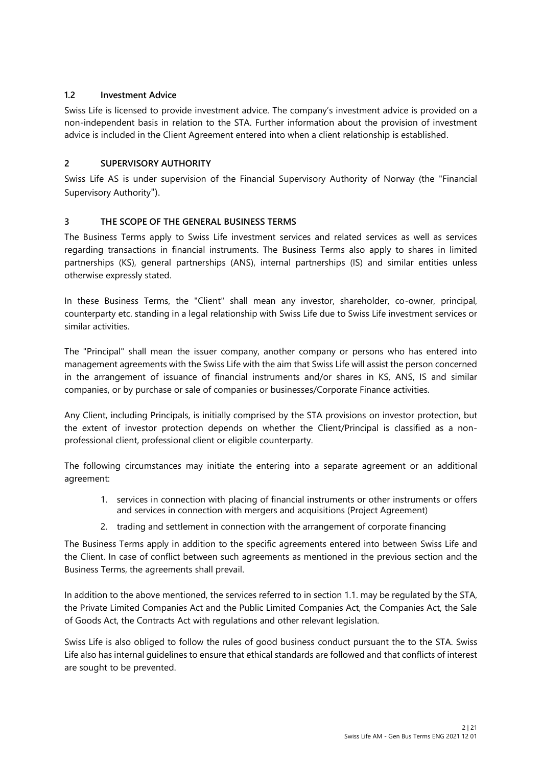### 1.2 Investment Advice

Swiss Life is licensed to provide investment advice. The company's investment advice is provided on a non-independent basis in relation to the STA. Further information about the provision of investment advice is included in the Client Agreement entered into when a client relationship is established.

## 2 SUPERVISORY AUTHORITY

Swiss Life AS is under supervision of the Financial Supervisory Authority of Norway (the "Financial Supervisory Authority").

## 3 THE SCOPE OF THE GENERAL BUSINESS TERMS

The Business Terms apply to Swiss Life investment services and related services as well as services regarding transactions in financial instruments. The Business Terms also apply to shares in limited partnerships (KS), general partnerships (ANS), internal partnerships (IS) and similar entities unless otherwise expressly stated.

In these Business Terms, the "Client" shall mean any investor, shareholder, co-owner, principal, counterparty etc. standing in a legal relationship with Swiss Life due to Swiss Life investment services or similar activities.

The "Principal" shall mean the issuer company, another company or persons who has entered into management agreements with the Swiss Life with the aim that Swiss Life will assist the person concerned in the arrangement of issuance of financial instruments and/or shares in KS, ANS, IS and similar companies, or by purchase or sale of companies or businesses/Corporate Finance activities.

Any Client, including Principals, is initially comprised by the STA provisions on investor protection, but the extent of investor protection depends on whether the Client/Principal is classified as a non-professional client, professional client or eligible counterparty.

The following circumstances may initiate the entering into a separate agreement or an additional agreement:

1. services in connection with placing of financial instruments or other instruments or offers and services in connection with mergers and acquisitions (Project Agreement)
2. trading and settlement in connection with the arrangement of corporate financing

The Business Terms apply in addition to the specific agreements entered into between Swiss Life and the Client. In case of conflict between such agreements as mentioned in the previous section and the Business Terms, the agreements shall prevail.

In addition to the above mentioned, the services referred to in section 1.1. may be regulated by the STA, the Private Limited Companies Act and the Public Limited Companies Act, the Companies Act, the Sale of Goods Act, the Contracts Act with regulations and other relevant legislation.

Swiss Life is also obliged to follow the rules of good business conduct pursuant the to the STA. Swiss Life also has internal guidelines to ensure that ethical standards are followed and that conflicts of interest are sought to be prevented.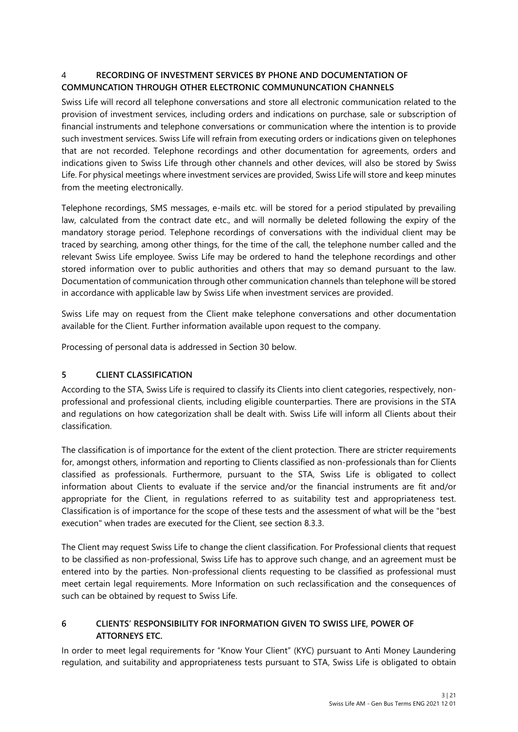## 4 RECORDING OF INVESTMENT SERVICES BY PHONE AND DOCUMENTATION OF COMMUNCATION THROUGH OTHER ELECTRONIC COMMUNUNCATION CHANNELS

Swiss Life will record all telephone conversations and store all electronic communication related to the provision of investment services, including orders and indications on purchase, sale or subscription of financial instruments and telephone conversations or communication where the intention is to provide such investment services. Swiss Life will refrain from executing orders or indications given on telephones that are not recorded. Telephone recordings and other documentation for agreements, orders and indications given to Swiss Life through other channels and other devices, will also be stored by Swiss Life. For physical meetings where investment services are provided, Swiss Life will store and keep minutes from the meeting electronically.

Telephone recordings, SMS messages, e-mails etc. will be stored for a period stipulated by prevailing law, calculated from the contract date etc., and will normally be deleted following the expiry of the mandatory storage period. Telephone recordings of conversations with the individual client may be traced by searching, among other things, for the time of the call, the telephone number called and the relevant Swiss Life employee. Swiss Life may be ordered to hand the telephone recordings and other stored information over to public authorities and others that may so demand pursuant to the law. Documentation of communication through other communication channels than telephone will be stored in accordance with applicable law by Swiss Life when investment services are provided.

Swiss Life may on request from the Client make telephone conversations and other documentation available for the Client. Further information available upon request to the company.

Processing of personal data is addressed in Section 30 below.

## 5 CLIENT CLASSIFICATION

According to the STA, Swiss Life is required to classify its Clients into client categories, respectively, non-professional and professional clients, including eligible counterparties. There are provisions in the STA and regulations on how categorization shall be dealt with. Swiss Life will inform all Clients about their classification.

The classification is of importance for the extent of the client protection. There are stricter requirements for, amongst others, information and reporting to Clients classified as non-professionals than for Clients classified as professionals. Furthermore, pursuant to the STA, Swiss Life is obligated to collect information about Clients to evaluate if the service and/or the financial instruments are fit and/or appropriate for the Client, in regulations referred to as suitability test and appropriateness test. Classification is of importance for the scope of these tests and the assessment of what will be the "best execution" when trades are executed for the Client, see section 8.3.3.

The Client may request Swiss Life to change the client classification. For Professional clients that request to be classified as non-professional, Swiss Life has to approve such change, and an agreement must be entered into by the parties. Non-professional clients requesting to be classified as professional must meet certain legal requirements. More Information on such reclassification and the consequences of such can be obtained by request to Swiss Life.

## 6 CLIENTS' RESPONSIBILITY FOR INFORMATION GIVEN TO SWISS LIFE, POWER OF ATTORNEYS ETC.

In order to meet legal requirements for "Know Your Client" (KYC) pursuant to Anti Money Laundering regulation, and suitability and appropriateness tests pursuant to STA, Swiss Life is obligated to obtain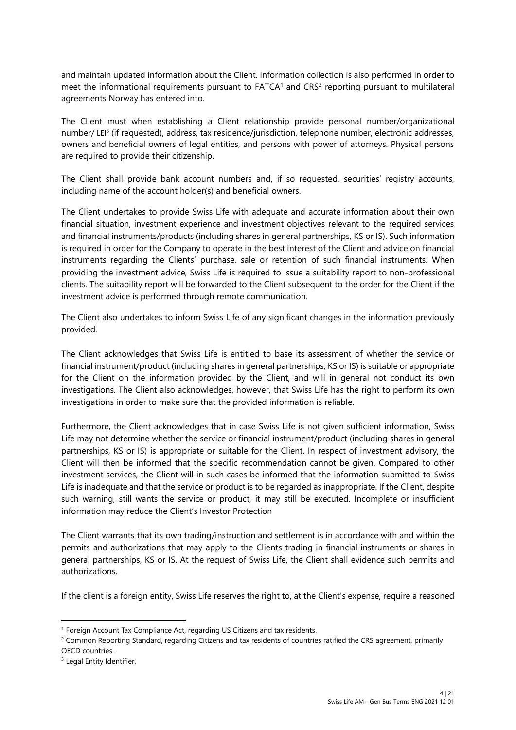and maintain updated information about the Client. Information collection is also performed in order to meet the informational requirements pursuant to FATCA[1] and CRS[2] reporting pursuant to multilateral agreements Norway has entered into.

The Client must when establishing a Client relationship provide personal number/organizational number/ LEI[3] (if requested), address, tax residence/jurisdiction, telephone number, electronic addresses, owners and beneficial owners of legal entities, and persons with power of attorneys. Physical persons are required to provide their citizenship.

The Client shall provide bank account numbers and, if so requested, securities' registry accounts, including name of the account holder(s) and beneficial owners.

The Client undertakes to provide Swiss Life with adequate and accurate information about their own financial situation, investment experience and investment objectives relevant to the required services and financial instruments/products (including shares in general partnerships, KS or IS). Such information is required in order for the Company to operate in the best interest of the Client and advice on financial instruments regarding the Clients' purchase, sale or retention of such financial instruments. When providing the investment advice, Swiss Life is required to issue a suitability report to non-professional clients. The suitability report will be forwarded to the Client subsequent to the order for the Client if the investment advice is performed through remote communication.

The Client also undertakes to inform Swiss Life of any significant changes in the information previously provided.

The Client acknowledges that Swiss Life is entitled to base its assessment of whether the service or financial instrument/product (including shares in general partnerships, KS or IS) is suitable or appropriate for the Client on the information provided by the Client, and will in general not conduct its own investigations. The Client also acknowledges, however, that Swiss Life has the right to perform its own investigations in order to make sure that the provided information is reliable.

Furthermore, the Client acknowledges that in case Swiss Life is not given sufficient information, Swiss Life may not determine whether the service or financial instrument/product (including shares in general partnerships, KS or IS) is appropriate or suitable for the Client. In respect of investment advisory, the Client will then be informed that the specific recommendation cannot be given. Compared to other investment services, the Client will in such cases be informed that the information submitted to Swiss Life is inadequate and that the service or product is to be regarded as inappropriate. If the Client, despite such warning, still wants the service or product, it may still be executed. Incomplete or insufficient information may reduce the Client's Investor Protection

The Client warrants that its own trading/instruction and settlement is in accordance with and within the permits and authorizations that may apply to the Clients trading in financial instruments or shares in general partnerships, KS or IS. At the request of Swiss Life, the Client shall evidence such permits and authorizations.

If the client is a foreign entity, Swiss Life reserves the right to, at the Client's expense, require a reasoned

---

[1] Foreign Account Tax Compliance Act, regarding US Citizens and tax residents.

[2] Common Reporting Standard, regarding Citizens and tax residents of countries ratified the CRS agreement, primarily OECD countries.

[3] Legal Entity Identifier.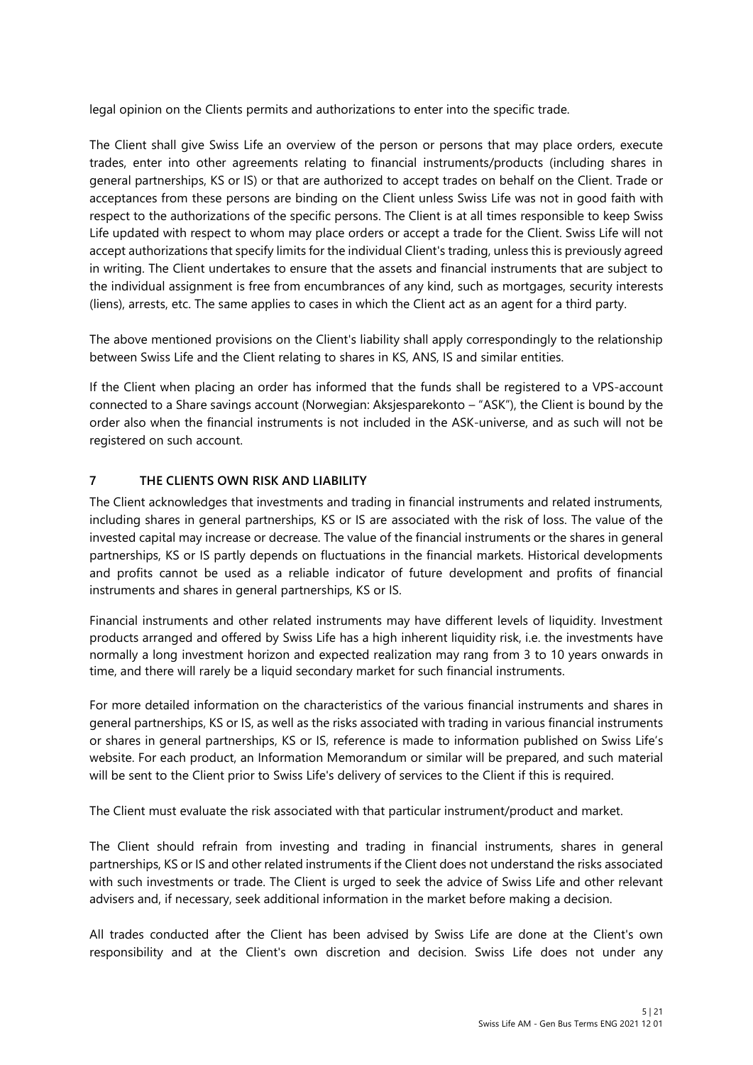legal opinion on the Clients permits and authorizations to enter into the specific trade.

The Client shall give Swiss Life an overview of the person or persons that may place orders, execute trades, enter into other agreements relating to financial instruments/products (including shares in general partnerships, KS or IS) or that are authorized to accept trades on behalf on the Client. Trade or acceptances from these persons are binding on the Client unless Swiss Life was not in good faith with respect to the authorizations of the specific persons. The Client is at all times responsible to keep Swiss Life updated with respect to whom may place orders or accept a trade for the Client. Swiss Life will not accept authorizations that specify limits for the individual Client's trading, unless this is previously agreed in writing. The Client undertakes to ensure that the assets and financial instruments that are subject to the individual assignment is free from encumbrances of any kind, such as mortgages, security interests (liens), arrests, etc. The same applies to cases in which the Client act as an agent for a third party.

The above mentioned provisions on the Client's liability shall apply correspondingly to the relationship between Swiss Life and the Client relating to shares in KS, ANS, IS and similar entities.

If the Client when placing an order has informed that the funds shall be registered to a VPS-account connected to a Share savings account (Norwegian: Aksjesparekonto – "ASK"), the Client is bound by the order also when the financial instruments is not included in the ASK-universe, and as such will not be registered on such account.

## 7 THE CLIENTS OWN RISK AND LIABILITY

The Client acknowledges that investments and trading in financial instruments and related instruments, including shares in general partnerships, KS or IS are associated with the risk of loss. The value of the invested capital may increase or decrease. The value of the financial instruments or the shares in general partnerships, KS or IS partly depends on fluctuations in the financial markets. Historical developments and profits cannot be used as a reliable indicator of future development and profits of financial instruments and shares in general partnerships, KS or IS.

Financial instruments and other related instruments may have different levels of liquidity. Investment products arranged and offered by Swiss Life has a high inherent liquidity risk, i.e. the investments have normally a long investment horizon and expected realization may rang from 3 to 10 years onwards in time, and there will rarely be a liquid secondary market for such financial instruments.

For more detailed information on the characteristics of the various financial instruments and shares in general partnerships, KS or IS, as well as the risks associated with trading in various financial instruments or shares in general partnerships, KS or IS, reference is made to information published on Swiss Life's website. For each product, an Information Memorandum or similar will be prepared, and such material will be sent to the Client prior to Swiss Life's delivery of services to the Client if this is required.

The Client must evaluate the risk associated with that particular instrument/product and market.

The Client should refrain from investing and trading in financial instruments, shares in general partnerships, KS or IS and other related instruments if the Client does not understand the risks associated with such investments or trade. The Client is urged to seek the advice of Swiss Life and other relevant advisers and, if necessary, seek additional information in the market before making a decision.

All trades conducted after the Client has been advised by Swiss Life are done at the Client's own responsibility and at the Client's own discretion and decision. Swiss Life does not under any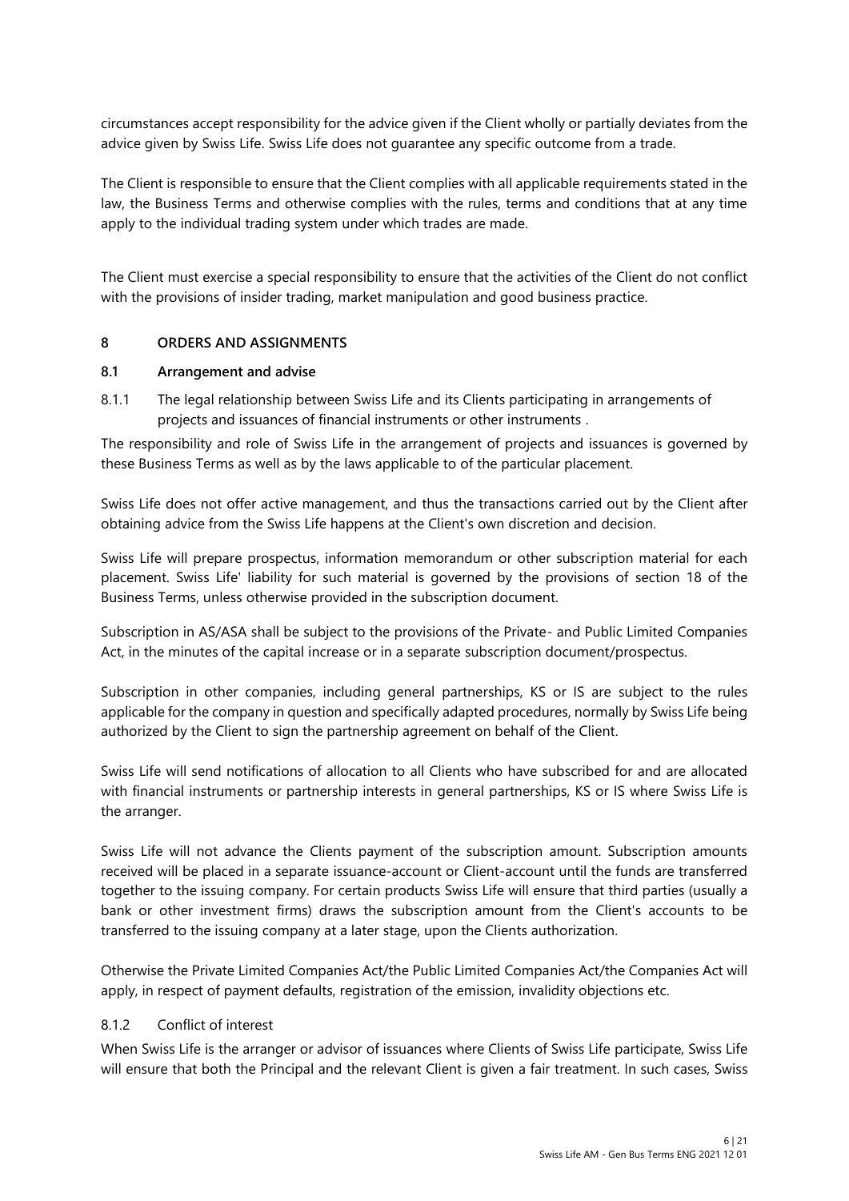circumstances accept responsibility for the advice given if the Client wholly or partially deviates from the advice given by Swiss Life. Swiss Life does not guarantee any specific outcome from a trade.

The Client is responsible to ensure that the Client complies with all applicable requirements stated in the law, the Business Terms and otherwise complies with the rules, terms and conditions that at any time apply to the individual trading system under which trades are made.

The Client must exercise a special responsibility to ensure that the activities of the Client do not conflict with the provisions of insider trading, market manipulation and good business practice.

## 8 ORDERS AND ASSIGNMENTS

### 8.1 Arrangement and advise

8.1.1 The legal relationship between Swiss Life and its Clients participating in arrangements of projects and issuances of financial instruments or other instruments .

The responsibility and role of Swiss Life in the arrangement of projects and issuances is governed by these Business Terms as well as by the laws applicable to of the particular placement.

Swiss Life does not offer active management, and thus the transactions carried out by the Client after obtaining advice from the Swiss Life happens at the Client's own discretion and decision.

Swiss Life will prepare prospectus, information memorandum or other subscription material for each placement. Swiss Life' liability for such material is governed by the provisions of section 18 of the Business Terms, unless otherwise provided in the subscription document.

Subscription in AS/ASA shall be subject to the provisions of the Private- and Public Limited Companies Act, in the minutes of the capital increase or in a separate subscription document/prospectus.

Subscription in other companies, including general partnerships, KS or IS are subject to the rules applicable for the company in question and specifically adapted procedures, normally by Swiss Life being authorized by the Client to sign the partnership agreement on behalf of the Client.

Swiss Life will send notifications of allocation to all Clients who have subscribed for and are allocated with financial instruments or partnership interests in general partnerships, KS or IS where Swiss Life is the arranger.

Swiss Life will not advance the Clients payment of the subscription amount. Subscription amounts received will be placed in a separate issuance-account or Client-account until the funds are transferred together to the issuing company. For certain products Swiss Life will ensure that third parties (usually a bank or other investment firms) draws the subscription amount from the Client's accounts to be transferred to the issuing company at a later stage, upon the Clients authorization.

Otherwise the Private Limited Companies Act/the Public Limited Companies Act/the Companies Act will apply, in respect of payment defaults, registration of the emission, invalidity objections etc.

8.1.2 Conflict of interest

When Swiss Life is the arranger or advisor of issuances where Clients of Swiss Life participate, Swiss Life will ensure that both the Principal and the relevant Client is given a fair treatment. In such cases, Swiss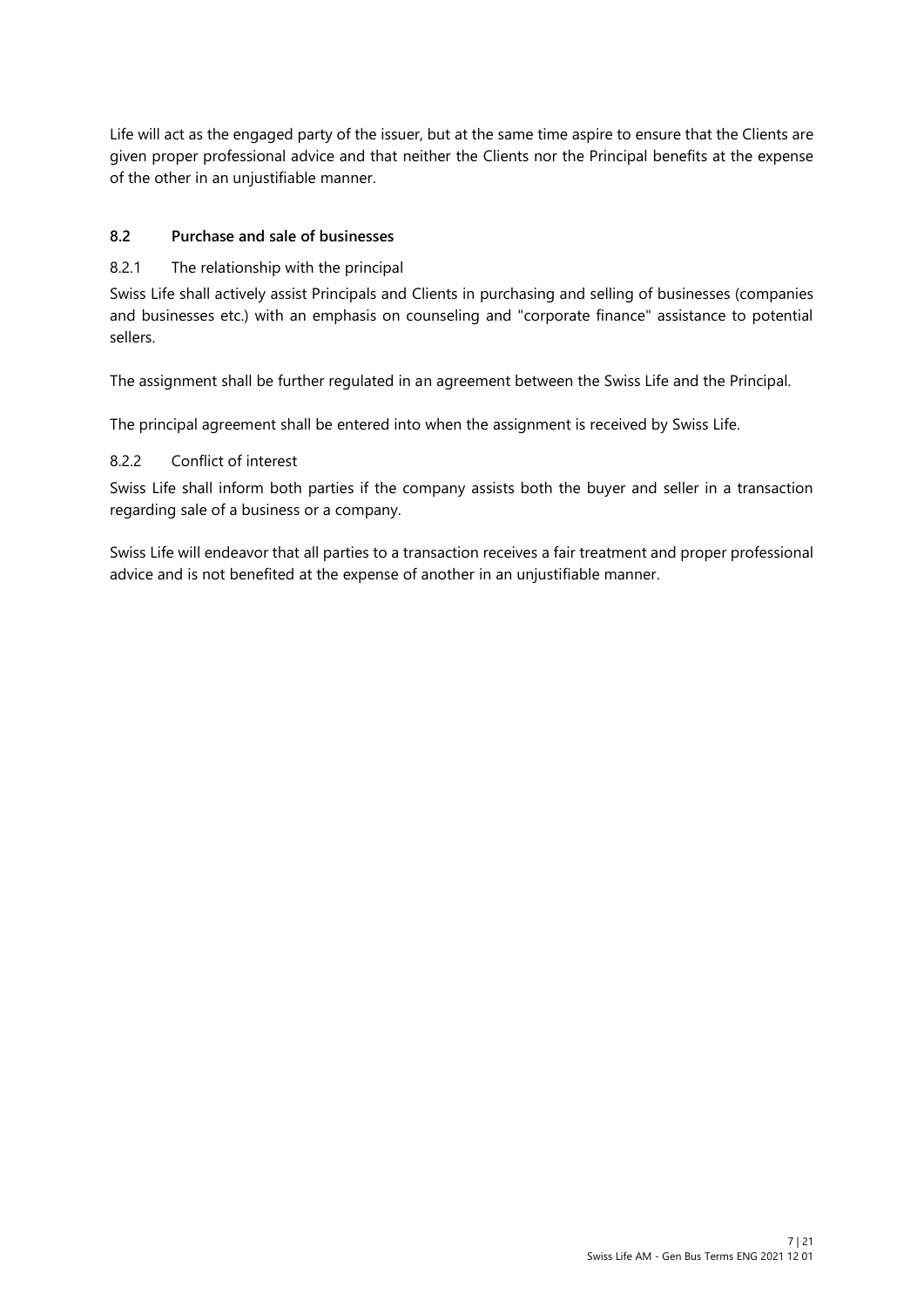Life will act as the engaged party of the issuer, but at the same time aspire to ensure that the Clients are given proper professional advice and that neither the Clients nor the Principal benefits at the expense of the other in an unjustifiable manner.

## 8.2 Purchase and sale of businesses

### 8.2.1 The relationship with the principal

Swiss Life shall actively assist Principals and Clients in purchasing and selling of businesses (companies and businesses etc.) with an emphasis on counseling and "corporate finance" assistance to potential sellers.

The assignment shall be further regulated in an agreement between the Swiss Life and the Principal.

The principal agreement shall be entered into when the assignment is received by Swiss Life.

### 8.2.2 Conflict of interest

Swiss Life shall inform both parties if the company assists both the buyer and seller in a transaction regarding sale of a business or a company.

Swiss Life will endeavor that all parties to a transaction receives a fair treatment and proper professional advice and is not benefited at the expense of another in an unjustifiable manner.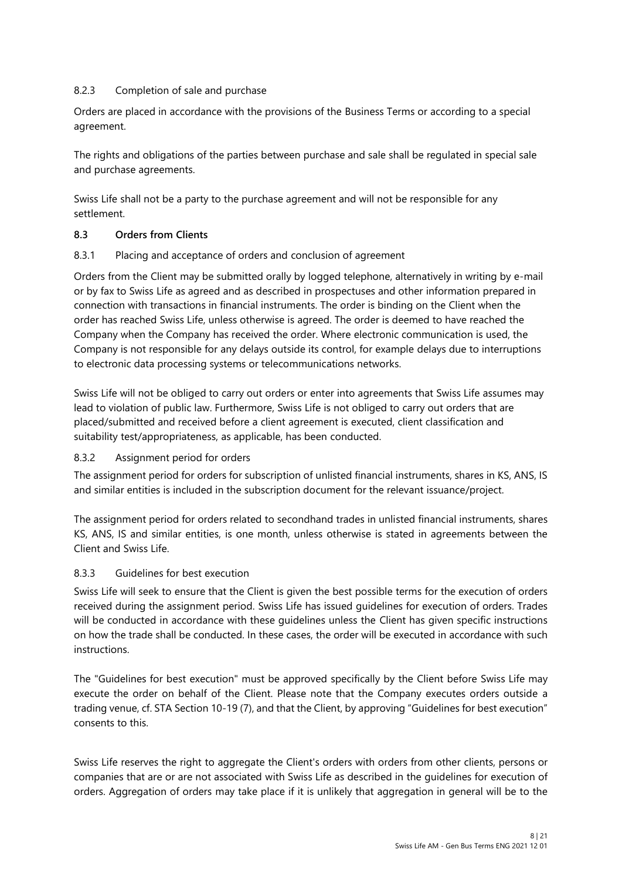#### 8.2.3 Completion of sale and purchase

Orders are placed in accordance with the provisions of the Business Terms or according to a special agreement.

The rights and obligations of the parties between purchase and sale shall be regulated in special sale and purchase agreements.

Swiss Life shall not be a party to the purchase agreement and will not be responsible for any settlement.

### 8.3 Orders from Clients

#### 8.3.1 Placing and acceptance of orders and conclusion of agreement

Orders from the Client may be submitted orally by logged telephone, alternatively in writing by e-mail or by fax to Swiss Life as agreed and as described in prospectuses and other information prepared in connection with transactions in financial instruments. The order is binding on the Client when the order has reached Swiss Life, unless otherwise is agreed. The order is deemed to have reached the Company when the Company has received the order. Where electronic communication is used, the Company is not responsible for any delays outside its control, for example delays due to interruptions to electronic data processing systems or telecommunications networks.

Swiss Life will not be obliged to carry out orders or enter into agreements that Swiss Life assumes may lead to violation of public law. Furthermore, Swiss Life is not obliged to carry out orders that are placed/submitted and received before a client agreement is executed, client classification and suitability test/appropriateness, as applicable, has been conducted.

#### 8.3.2 Assignment period for orders

The assignment period for orders for subscription of unlisted financial instruments, shares in KS, ANS, IS and similar entities is included in the subscription document for the relevant issuance/project.

The assignment period for orders related to secondhand trades in unlisted financial instruments, shares KS, ANS, IS and similar entities, is one month, unless otherwise is stated in agreements between the Client and Swiss Life.

#### 8.3.3 Guidelines for best execution

Swiss Life will seek to ensure that the Client is given the best possible terms for the execution of orders received during the assignment period. Swiss Life has issued guidelines for execution of orders. Trades will be conducted in accordance with these guidelines unless the Client has given specific instructions on how the trade shall be conducted. In these cases, the order will be executed in accordance with such instructions.

The "Guidelines for best execution" must be approved specifically by the Client before Swiss Life may execute the order on behalf of the Client. Please note that the Company executes orders outside a trading venue, cf. STA Section 10-19 (7), and that the Client, by approving "Guidelines for best execution" consents to this.

Swiss Life reserves the right to aggregate the Client's orders with orders from other clients, persons or companies that are or are not associated with Swiss Life as described in the guidelines for execution of orders. Aggregation of orders may take place if it is unlikely that aggregation in general will be to the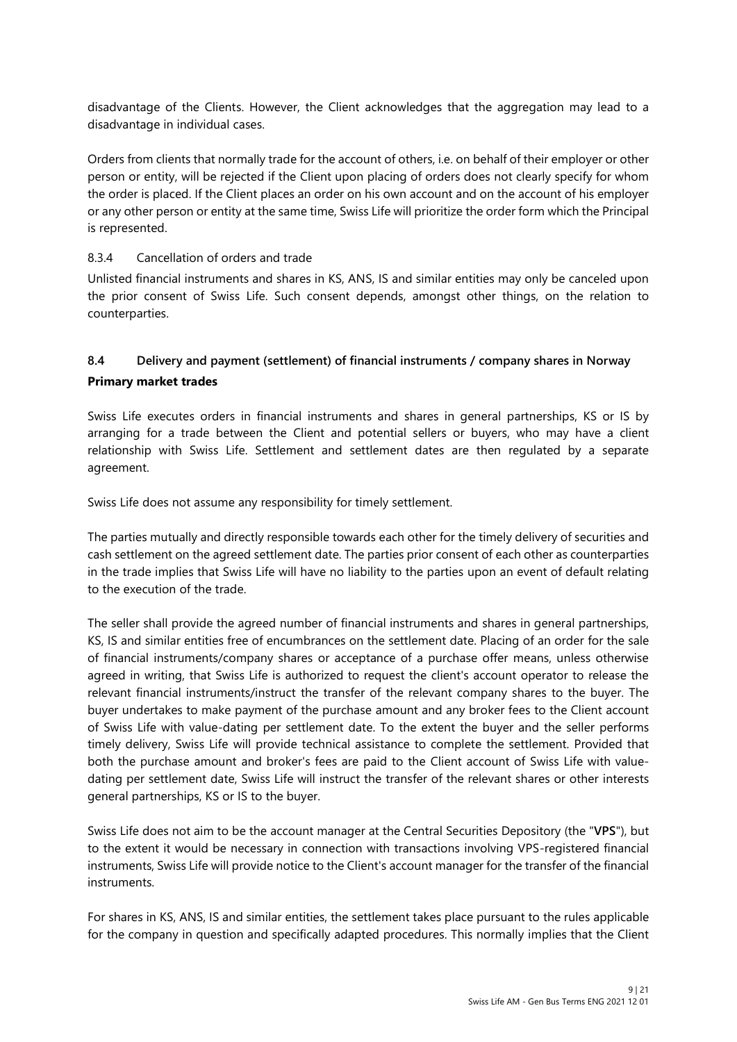disadvantage of the Clients. However, the Client acknowledges that the aggregation may lead to a disadvantage in individual cases.

Orders from clients that normally trade for the account of others, i.e. on behalf of their employer or other person or entity, will be rejected if the Client upon placing of orders does not clearly specify for whom the order is placed. If the Client places an order on his own account and on the account of his employer or any other person or entity at the same time, Swiss Life will prioritize the order form which the Principal is represented.

#### 8.3.4 Cancellation of orders and trade

Unlisted financial instruments and shares in KS, ANS, IS and similar entities may only be canceled upon the prior consent of Swiss Life. Such consent depends, amongst other things, on the relation to counterparties.

### 8.4 Delivery and payment (settlement) of financial instruments / company shares in Norway

**Primary market trades**

Swiss Life executes orders in financial instruments and shares in general partnerships, KS or IS by arranging for a trade between the Client and potential sellers or buyers, who may have a client relationship with Swiss Life. Settlement and settlement dates are then regulated by a separate agreement.

Swiss Life does not assume any responsibility for timely settlement.

The parties mutually and directly responsible towards each other for the timely delivery of securities and cash settlement on the agreed settlement date. The parties prior consent of each other as counterparties in the trade implies that Swiss Life will have no liability to the parties upon an event of default relating to the execution of the trade.

The seller shall provide the agreed number of financial instruments and shares in general partnerships, KS, IS and similar entities free of encumbrances on the settlement date. Placing of an order for the sale of financial instruments/company shares or acceptance of a purchase offer means, unless otherwise agreed in writing, that Swiss Life is authorized to request the client's account operator to release the relevant financial instruments/instruct the transfer of the relevant company shares to the buyer. The buyer undertakes to make payment of the purchase amount and any broker fees to the Client account of Swiss Life with value-dating per settlement date. To the extent the buyer and the seller performs timely delivery, Swiss Life will provide technical assistance to complete the settlement. Provided that both the purchase amount and broker's fees are paid to the Client account of Swiss Life with value-dating per settlement date, Swiss Life will instruct the transfer of the relevant shares or other interests general partnerships, KS or IS to the buyer.

Swiss Life does not aim to be the account manager at the Central Securities Depository (the "**VPS**"), but to the extent it would be necessary in connection with transactions involving VPS-registered financial instruments, Swiss Life will provide notice to the Client's account manager for the transfer of the financial instruments.

For shares in KS, ANS, IS and similar entities, the settlement takes place pursuant to the rules applicable for the company in question and specifically adapted procedures. This normally implies that the Client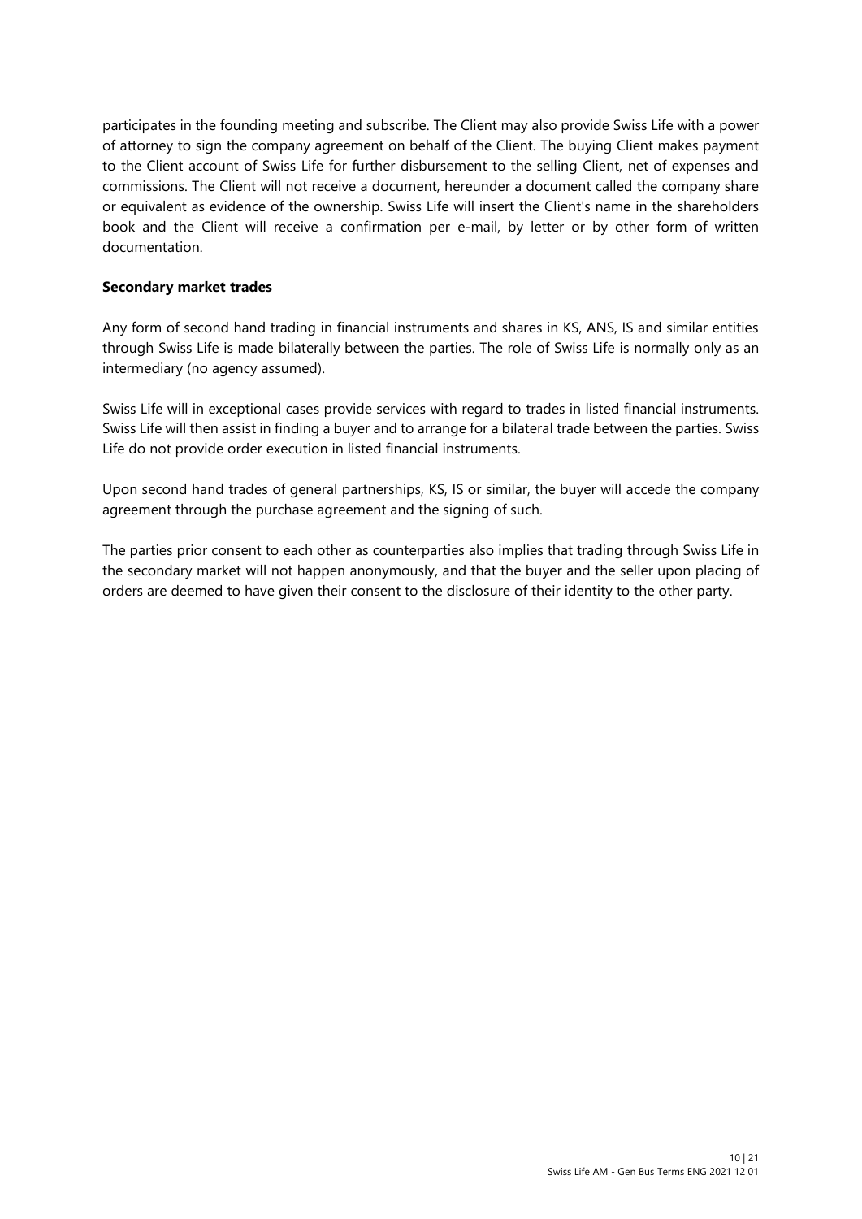participates in the founding meeting and subscribe. The Client may also provide Swiss Life with a power of attorney to sign the company agreement on behalf of the Client. The buying Client makes payment to the Client account of Swiss Life for further disbursement to the selling Client, net of expenses and commissions. The Client will not receive a document, hereunder a document called the company share or equivalent as evidence of the ownership. Swiss Life will insert the Client's name in the shareholders book and the Client will receive a confirmation per e-mail, by letter or by other form of written documentation.

**Secondary market trades**

Any form of second hand trading in financial instruments and shares in KS, ANS, IS and similar entities through Swiss Life is made bilaterally between the parties. The role of Swiss Life is normally only as an intermediary (no agency assumed).

Swiss Life will in exceptional cases provide services with regard to trades in listed financial instruments. Swiss Life will then assist in finding a buyer and to arrange for a bilateral trade between the parties. Swiss Life do not provide order execution in listed financial instruments.

Upon second hand trades of general partnerships, KS, IS or similar, the buyer will accede the company agreement through the purchase agreement and the signing of such.

The parties prior consent to each other as counterparties also implies that trading through Swiss Life in the secondary market will not happen anonymously, and that the buyer and the seller upon placing of orders are deemed to have given their consent to the disclosure of their identity to the other party.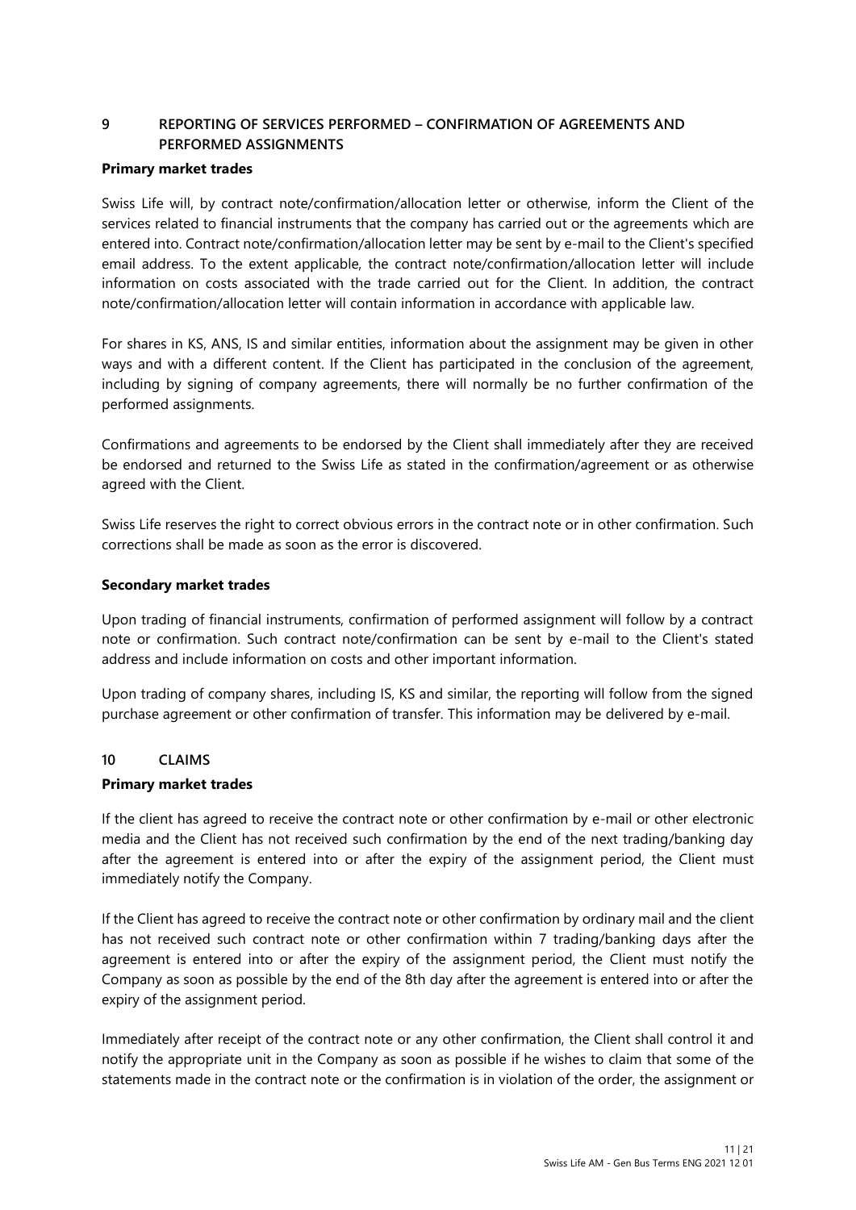## 9 REPORTING OF SERVICES PERFORMED – CONFIRMATION OF AGREEMENTS AND PERFORMED ASSIGNMENTS

**Primary market trades**

Swiss Life will, by contract note/confirmation/allocation letter or otherwise, inform the Client of the services related to financial instruments that the company has carried out or the agreements which are entered into. Contract note/confirmation/allocation letter may be sent by e-mail to the Client's specified email address. To the extent applicable, the contract note/confirmation/allocation letter will include information on costs associated with the trade carried out for the Client. In addition, the contract note/confirmation/allocation letter will contain information in accordance with applicable law.

For shares in KS, ANS, IS and similar entities, information about the assignment may be given in other ways and with a different content. If the Client has participated in the conclusion of the agreement, including by signing of company agreements, there will normally be no further confirmation of the performed assignments.

Confirmations and agreements to be endorsed by the Client shall immediately after they are received be endorsed and returned to the Swiss Life as stated in the confirmation/agreement or as otherwise agreed with the Client.

Swiss Life reserves the right to correct obvious errors in the contract note or in other confirmation. Such corrections shall be made as soon as the error is discovered.

**Secondary market trades**

Upon trading of financial instruments, confirmation of performed assignment will follow by a contract note or confirmation. Such contract note/confirmation can be sent by e-mail to the Client's stated address and include information on costs and other important information.

Upon trading of company shares, including IS, KS and similar, the reporting will follow from the signed purchase agreement or other confirmation of transfer. This information may be delivered by e-mail.

## 10 CLAIMS

**Primary market trades**

If the client has agreed to receive the contract note or other confirmation by e-mail or other electronic media and the Client has not received such confirmation by the end of the next trading/banking day after the agreement is entered into or after the expiry of the assignment period, the Client must immediately notify the Company.

If the Client has agreed to receive the contract note or other confirmation by ordinary mail and the client has not received such contract note or other confirmation within 7 trading/banking days after the agreement is entered into or after the expiry of the assignment period, the Client must notify the Company as soon as possible by the end of the 8th day after the agreement is entered into or after the expiry of the assignment period.

Immediately after receipt of the contract note or any other confirmation, the Client shall control it and notify the appropriate unit in the Company as soon as possible if he wishes to claim that some of the statements made in the contract note or the confirmation is in violation of the order, the assignment or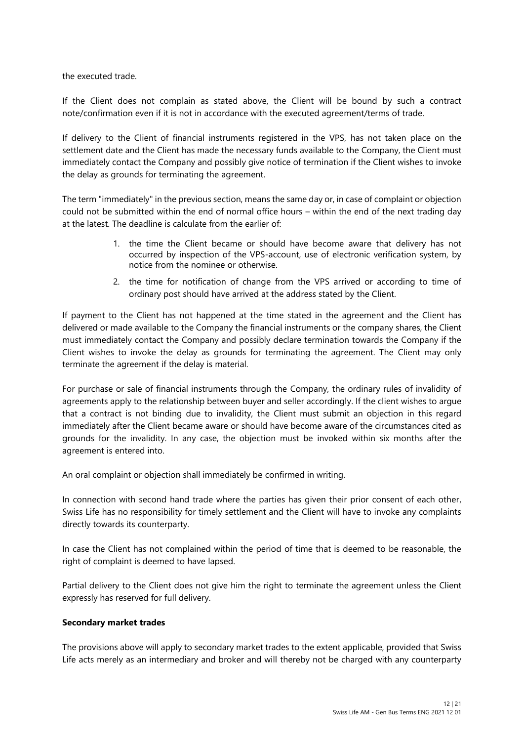the executed trade.

If the Client does not complain as stated above, the Client will be bound by such a contract note/confirmation even if it is not in accordance with the executed agreement/terms of trade.

If delivery to the Client of financial instruments registered in the VPS, has not taken place on the settlement date and the Client has made the necessary funds available to the Company, the Client must immediately contact the Company and possibly give notice of termination if the Client wishes to invoke the delay as grounds for terminating the agreement.

The term "immediately" in the previous section, means the same day or, in case of complaint or objection could not be submitted within the end of normal office hours – within the end of the next trading day at the latest. The deadline is calculate from the earlier of:

1. the time the Client became or should have become aware that delivery has not occurred by inspection of the VPS-account, use of electronic verification system, by notice from the nominee or otherwise.
2. the time for notification of change from the VPS arrived or according to time of ordinary post should have arrived at the address stated by the Client.

If payment to the Client has not happened at the time stated in the agreement and the Client has delivered or made available to the Company the financial instruments or the company shares, the Client must immediately contact the Company and possibly declare termination towards the Company if the Client wishes to invoke the delay as grounds for terminating the agreement. The Client may only terminate the agreement if the delay is material.

For purchase or sale of financial instruments through the Company, the ordinary rules of invalidity of agreements apply to the relationship between buyer and seller accordingly. If the client wishes to argue that a contract is not binding due to invalidity, the Client must submit an objection in this regard immediately after the Client became aware or should have become aware of the circumstances cited as grounds for the invalidity. In any case, the objection must be invoked within six months after the agreement is entered into.

An oral complaint or objection shall immediately be confirmed in writing.

In connection with second hand trade where the parties has given their prior consent of each other, Swiss Life has no responsibility for timely settlement and the Client will have to invoke any complaints directly towards its counterparty.

In case the Client has not complained within the period of time that is deemed to be reasonable, the right of complaint is deemed to have lapsed.

Partial delivery to the Client does not give him the right to terminate the agreement unless the Client expressly has reserved for full delivery.

**Secondary market trades**

The provisions above will apply to secondary market trades to the extent applicable, provided that Swiss Life acts merely as an intermediary and broker and will thereby not be charged with any counterparty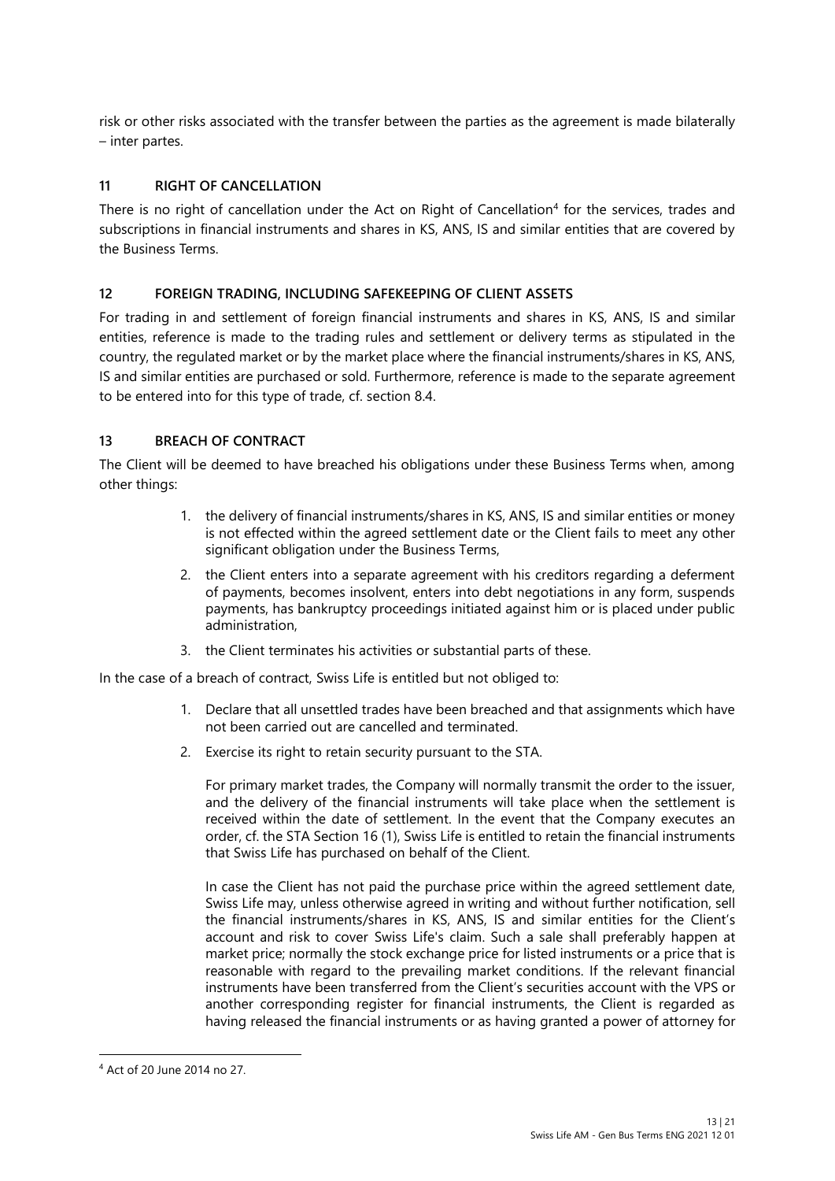risk or other risks associated with the transfer between the parties as the agreement is made bilaterally – inter partes.

## 11 RIGHT OF CANCELLATION

There is no right of cancellation under the Act on Right of Cancellation[4] for the services, trades and subscriptions in financial instruments and shares in KS, ANS, IS and similar entities that are covered by the Business Terms.

## 12 FOREIGN TRADING, INCLUDING SAFEKEEPING OF CLIENT ASSETS

For trading in and settlement of foreign financial instruments and shares in KS, ANS, IS and similar entities, reference is made to the trading rules and settlement or delivery terms as stipulated in the country, the regulated market or by the market place where the financial instruments/shares in KS, ANS, IS and similar entities are purchased or sold. Furthermore, reference is made to the separate agreement to be entered into for this type of trade, cf. section 8.4.

## 13 BREACH OF CONTRACT

The Client will be deemed to have breached his obligations under these Business Terms when, among other things:

1. the delivery of financial instruments/shares in KS, ANS, IS and similar entities or money is not effected within the agreed settlement date or the Client fails to meet any other significant obligation under the Business Terms,
2. the Client enters into a separate agreement with his creditors regarding a deferment of payments, becomes insolvent, enters into debt negotiations in any form, suspends payments, has bankruptcy proceedings initiated against him or is placed under public administration,
3. the Client terminates his activities or substantial parts of these.

In the case of a breach of contract, Swiss Life is entitled but not obliged to:

1. Declare that all unsettled trades have been breached and that assignments which have not been carried out are cancelled and terminated.
2. Exercise its right to retain security pursuant to the STA.

   For primary market trades, the Company will normally transmit the order to the issuer, and the delivery of the financial instruments will take place when the settlement is received within the date of settlement. In the event that the Company executes an order, cf. the STA Section 16 (1), Swiss Life is entitled to retain the financial instruments that Swiss Life has purchased on behalf of the Client.

   In case the Client has not paid the purchase price within the agreed settlement date, Swiss Life may, unless otherwise agreed in writing and without further notification, sell the financial instruments/shares in KS, ANS, IS and similar entities for the Client's account and risk to cover Swiss Life's claim. Such a sale shall preferably happen at market price; normally the stock exchange price for listed instruments or a price that is reasonable with regard to the prevailing market conditions. If the relevant financial instruments have been transferred from the Client's securities account with the VPS or another corresponding register for financial instruments, the Client is regarded as having released the financial instruments or as having granted a power of attorney for

[4] Act of 20 June 2014 no 27.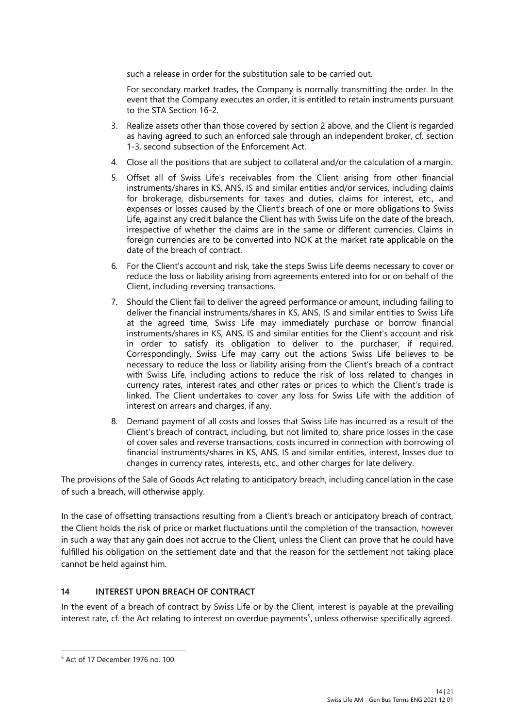such a release in order for the substitution sale to be carried out.

For secondary market trades, the Company is normally transmitting the order. In the event that the Company executes an order, it is entitled to retain instruments pursuant to the STA Section 16-2.

3. Realize assets other than those covered by section 2 above, and the Client is regarded as having agreed to such an enforced sale through an independent broker, cf. section 1-3, second subsection of the Enforcement Act.
4. Close all the positions that are subject to collateral and/or the calculation of a margin.
5. Offset all of Swiss Life's receivables from the Client arising from other financial instruments/shares in KS, ANS, IS and similar entities and/or services, including claims for brokerage, disbursements for taxes and duties, claims for interest, etc., and expenses or losses caused by the Client's breach of one or more obligations to Swiss Life, against any credit balance the Client has with Swiss Life on the date of the breach, irrespective of whether the claims are in the same or different currencies. Claims in foreign currencies are to be converted into NOK at the market rate applicable on the date of the breach of contract.
6. For the Client's account and risk, take the steps Swiss Life deems necessary to cover or reduce the loss or liability arising from agreements entered into for or on behalf of the Client, including reversing transactions.
7. Should the Client fail to deliver the agreed performance or amount, including failing to deliver the financial instruments/shares in KS, ANS, IS and similar entities to Swiss Life at the agreed time, Swiss Life may immediately purchase or borrow financial instruments/shares in KS, ANS, IS and similar entities for the Client's account and risk in order to satisfy its obligation to deliver to the purchaser, if required. Correspondingly, Swiss Life may carry out the actions Swiss Life believes to be necessary to reduce the loss or liability arising from the Client's breach of a contract with Swiss Life, including actions to reduce the risk of loss related to changes in currency rates, interest rates and other rates or prices to which the Client's trade is linked. The Client undertakes to cover any loss for Swiss Life with the addition of interest on arrears and charges, if any.
8. Demand payment of all costs and losses that Swiss Life has incurred as a result of the Client's breach of contract, including, but not limited to, share price losses in the case of cover sales and reverse transactions, costs incurred in connection with borrowing of financial instruments/shares in KS, ANS, IS and similar entities, interest, losses due to changes in currency rates, interests, etc., and other charges for late delivery.

The provisions of the Sale of Goods Act relating to anticipatory breach, including cancellation in the case of such a breach, will otherwise apply.

In the case of offsetting transactions resulting from a Client's breach or anticipatory breach of contract, the Client holds the risk of price or market fluctuations until the completion of the transaction, however in such a way that any gain does not accrue to the Client, unless the Client can prove that he could have fulfilled his obligation on the settlement date and that the reason for the settlement not taking place cannot be held against him.

## 14 INTEREST UPON BREACH OF CONTRACT

In the event of a breach of contract by Swiss Life or by the Client, interest is payable at the prevailing interest rate, cf. the Act relating to interest on overdue payments[5], unless otherwise specifically agreed.

[5] Act of 17 December 1976 no. 100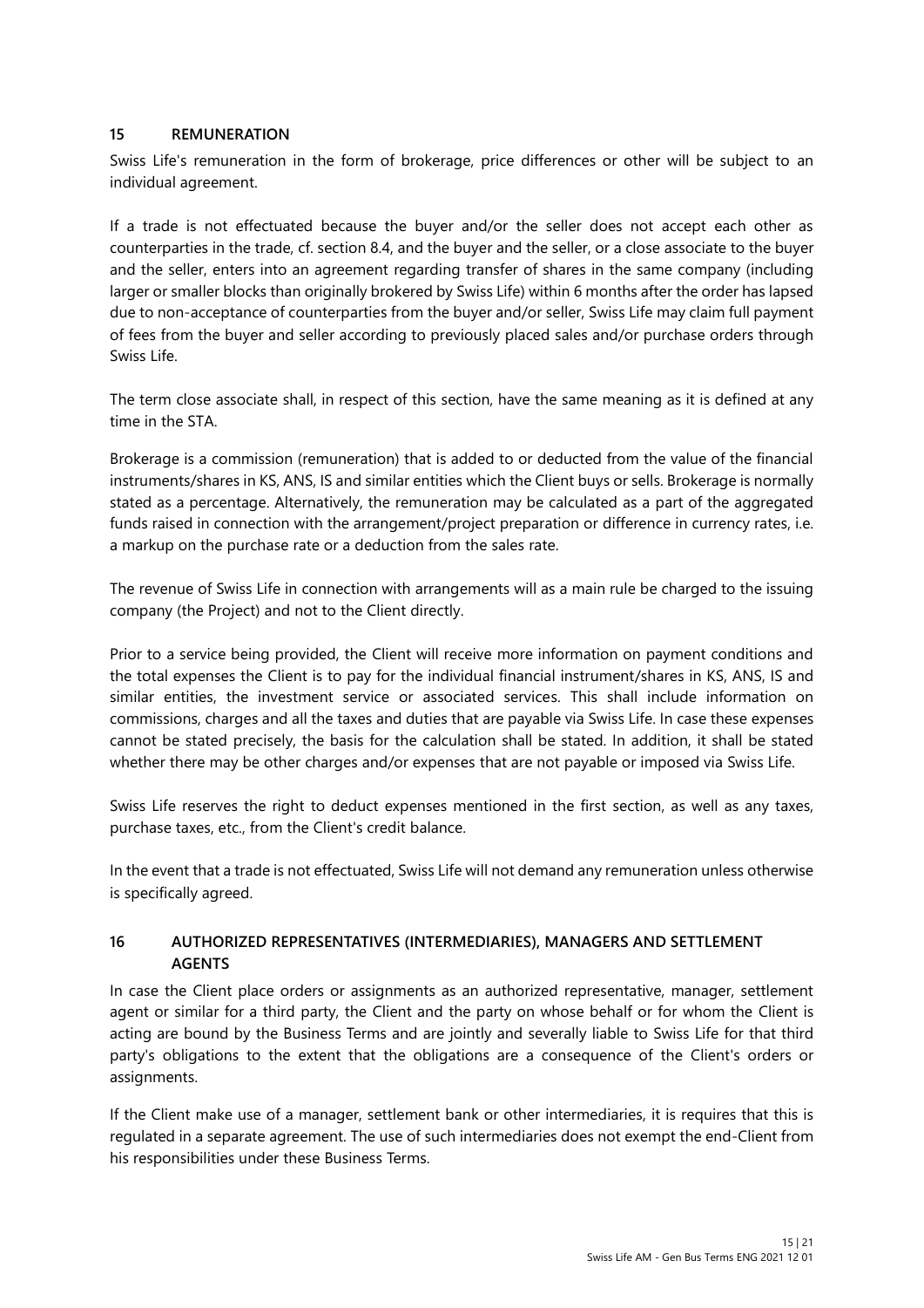## 15 REMUNERATION

Swiss Life's remuneration in the form of brokerage, price differences or other will be subject to an individual agreement.

If a trade is not effectuated because the buyer and/or the seller does not accept each other as counterparties in the trade, cf. section 8.4, and the buyer and the seller, or a close associate to the buyer and the seller, enters into an agreement regarding transfer of shares in the same company (including larger or smaller blocks than originally brokered by Swiss Life) within 6 months after the order has lapsed due to non-acceptance of counterparties from the buyer and/or seller, Swiss Life may claim full payment of fees from the buyer and seller according to previously placed sales and/or purchase orders through Swiss Life.

The term close associate shall, in respect of this section, have the same meaning as it is defined at any time in the STA.

Brokerage is a commission (remuneration) that is added to or deducted from the value of the financial instruments/shares in KS, ANS, IS and similar entities which the Client buys or sells. Brokerage is normally stated as a percentage. Alternatively, the remuneration may be calculated as a part of the aggregated funds raised in connection with the arrangement/project preparation or difference in currency rates, i.e. a markup on the purchase rate or a deduction from the sales rate.

The revenue of Swiss Life in connection with arrangements will as a main rule be charged to the issuing company (the Project) and not to the Client directly.

Prior to a service being provided, the Client will receive more information on payment conditions and the total expenses the Client is to pay for the individual financial instrument/shares in KS, ANS, IS and similar entities, the investment service or associated services. This shall include information on commissions, charges and all the taxes and duties that are payable via Swiss Life. In case these expenses cannot be stated precisely, the basis for the calculation shall be stated. In addition, it shall be stated whether there may be other charges and/or expenses that are not payable or imposed via Swiss Life.

Swiss Life reserves the right to deduct expenses mentioned in the first section, as well as any taxes, purchase taxes, etc., from the Client's credit balance.

In the event that a trade is not effectuated, Swiss Life will not demand any remuneration unless otherwise is specifically agreed.

## 16 AUTHORIZED REPRESENTATIVES (INTERMEDIARIES), MANAGERS AND SETTLEMENT AGENTS

In case the Client place orders or assignments as an authorized representative, manager, settlement agent or similar for a third party, the Client and the party on whose behalf or for whom the Client is acting are bound by the Business Terms and are jointly and severally liable to Swiss Life for that third party's obligations to the extent that the obligations are a consequence of the Client's orders or assignments.

If the Client make use of a manager, settlement bank or other intermediaries, it is requires that this is regulated in a separate agreement. The use of such intermediaries does not exempt the end-Client from his responsibilities under these Business Terms.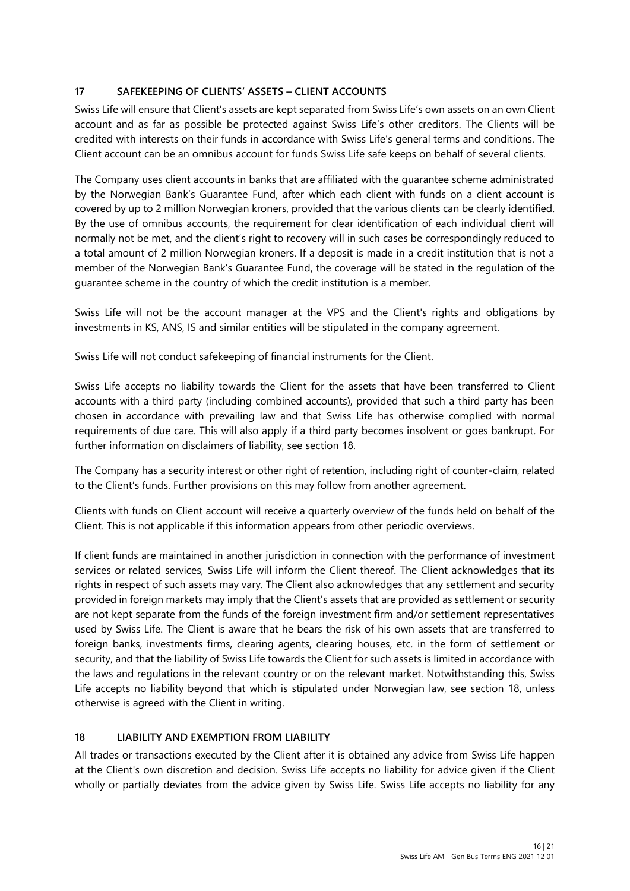## 17 SAFEKEEPING OF CLIENTS' ASSETS – CLIENT ACCOUNTS

Swiss Life will ensure that Client's assets are kept separated from Swiss Life's own assets on an own Client account and as far as possible be protected against Swiss Life's other creditors. The Clients will be credited with interests on their funds in accordance with Swiss Life's general terms and conditions. The Client account can be an omnibus account for funds Swiss Life safe keeps on behalf of several clients.

The Company uses client accounts in banks that are affiliated with the guarantee scheme administrated by the Norwegian Bank's Guarantee Fund, after which each client with funds on a client account is covered by up to 2 million Norwegian kroners, provided that the various clients can be clearly identified. By the use of omnibus accounts, the requirement for clear identification of each individual client will normally not be met, and the client's right to recovery will in such cases be correspondingly reduced to a total amount of 2 million Norwegian kroners. If a deposit is made in a credit institution that is not a member of the Norwegian Bank's Guarantee Fund, the coverage will be stated in the regulation of the guarantee scheme in the country of which the credit institution is a member.

Swiss Life will not be the account manager at the VPS and the Client's rights and obligations by investments in KS, ANS, IS and similar entities will be stipulated in the company agreement.

Swiss Life will not conduct safekeeping of financial instruments for the Client.

Swiss Life accepts no liability towards the Client for the assets that have been transferred to Client accounts with a third party (including combined accounts), provided that such a third party has been chosen in accordance with prevailing law and that Swiss Life has otherwise complied with normal requirements of due care. This will also apply if a third party becomes insolvent or goes bankrupt. For further information on disclaimers of liability, see section 18.

The Company has a security interest or other right of retention, including right of counter-claim, related to the Client's funds. Further provisions on this may follow from another agreement.

Clients with funds on Client account will receive a quarterly overview of the funds held on behalf of the Client. This is not applicable if this information appears from other periodic overviews.

If client funds are maintained in another jurisdiction in connection with the performance of investment services or related services, Swiss Life will inform the Client thereof. The Client acknowledges that its rights in respect of such assets may vary. The Client also acknowledges that any settlement and security provided in foreign markets may imply that the Client's assets that are provided as settlement or security are not kept separate from the funds of the foreign investment firm and/or settlement representatives used by Swiss Life. The Client is aware that he bears the risk of his own assets that are transferred to foreign banks, investments firms, clearing agents, clearing houses, etc. in the form of settlement or security, and that the liability of Swiss Life towards the Client for such assets is limited in accordance with the laws and regulations in the relevant country or on the relevant market. Notwithstanding this, Swiss Life accepts no liability beyond that which is stipulated under Norwegian law, see section 18, unless otherwise is agreed with the Client in writing.

## 18 LIABILITY AND EXEMPTION FROM LIABILITY

All trades or transactions executed by the Client after it is obtained any advice from Swiss Life happen at the Client's own discretion and decision. Swiss Life accepts no liability for advice given if the Client wholly or partially deviates from the advice given by Swiss Life. Swiss Life accepts no liability for any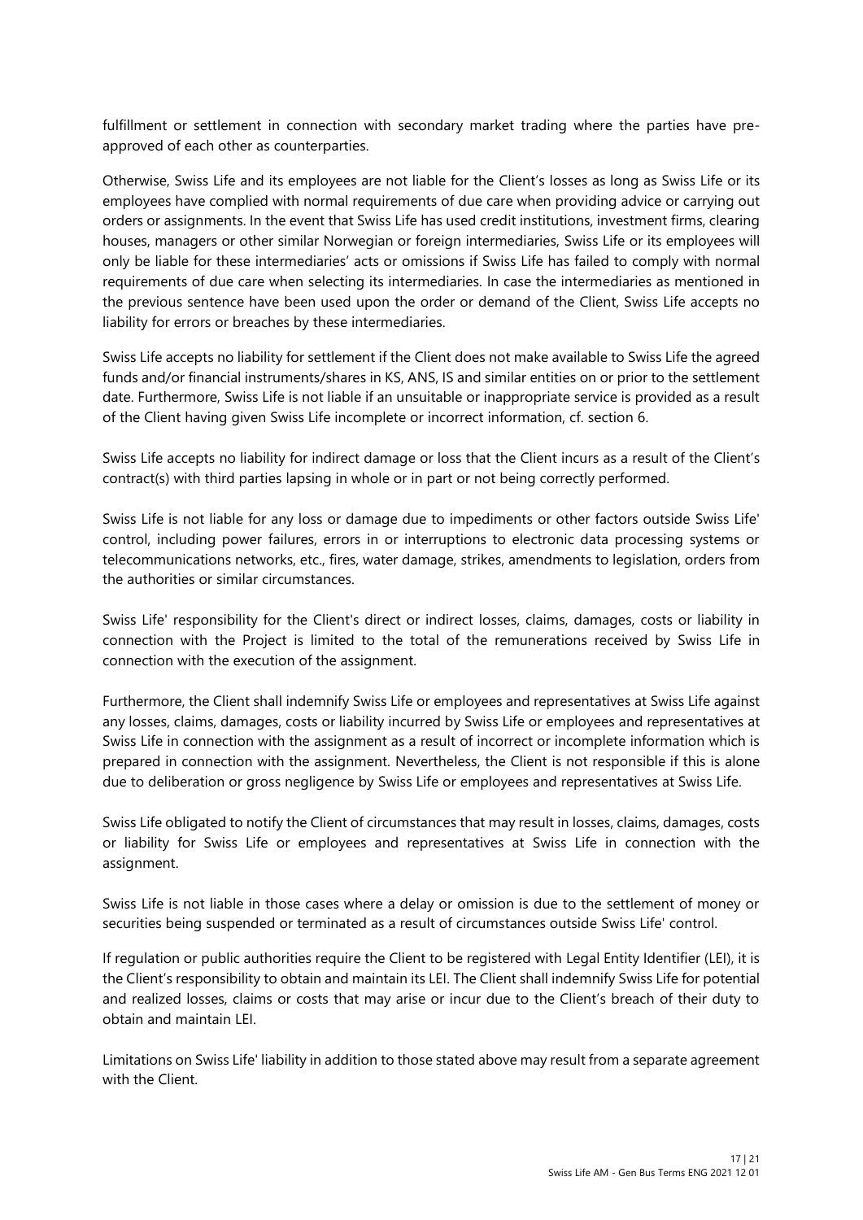fulfillment or settlement in connection with secondary market trading where the parties have pre-approved of each other as counterparties.

Otherwise, Swiss Life and its employees are not liable for the Client's losses as long as Swiss Life or its employees have complied with normal requirements of due care when providing advice or carrying out orders or assignments. In the event that Swiss Life has used credit institutions, investment firms, clearing houses, managers or other similar Norwegian or foreign intermediaries, Swiss Life or its employees will only be liable for these intermediaries' acts or omissions if Swiss Life has failed to comply with normal requirements of due care when selecting its intermediaries. In case the intermediaries as mentioned in the previous sentence have been used upon the order or demand of the Client, Swiss Life accepts no liability for errors or breaches by these intermediaries.

Swiss Life accepts no liability for settlement if the Client does not make available to Swiss Life the agreed funds and/or financial instruments/shares in KS, ANS, IS and similar entities on or prior to the settlement date. Furthermore, Swiss Life is not liable if an unsuitable or inappropriate service is provided as a result of the Client having given Swiss Life incomplete or incorrect information, cf. section 6.

Swiss Life accepts no liability for indirect damage or loss that the Client incurs as a result of the Client's contract(s) with third parties lapsing in whole or in part or not being correctly performed.

Swiss Life is not liable for any loss or damage due to impediments or other factors outside Swiss Life' control, including power failures, errors in or interruptions to electronic data processing systems or telecommunications networks, etc., fires, water damage, strikes, amendments to legislation, orders from the authorities or similar circumstances.

Swiss Life' responsibility for the Client's direct or indirect losses, claims, damages, costs or liability in connection with the Project is limited to the total of the remunerations received by Swiss Life in connection with the execution of the assignment.

Furthermore, the Client shall indemnify Swiss Life or employees and representatives at Swiss Life against any losses, claims, damages, costs or liability incurred by Swiss Life or employees and representatives at Swiss Life in connection with the assignment as a result of incorrect or incomplete information which is prepared in connection with the assignment. Nevertheless, the Client is not responsible if this is alone due to deliberation or gross negligence by Swiss Life or employees and representatives at Swiss Life.

Swiss Life obligated to notify the Client of circumstances that may result in losses, claims, damages, costs or liability for Swiss Life or employees and representatives at Swiss Life in connection with the assignment.

Swiss Life is not liable in those cases where a delay or omission is due to the settlement of money or securities being suspended or terminated as a result of circumstances outside Swiss Life' control.

If regulation or public authorities require the Client to be registered with Legal Entity Identifier (LEI), it is the Client's responsibility to obtain and maintain its LEI. The Client shall indemnify Swiss Life for potential and realized losses, claims or costs that may arise or incur due to the Client's breach of their duty to obtain and maintain LEI.

Limitations on Swiss Life' liability in addition to those stated above may result from a separate agreement with the Client.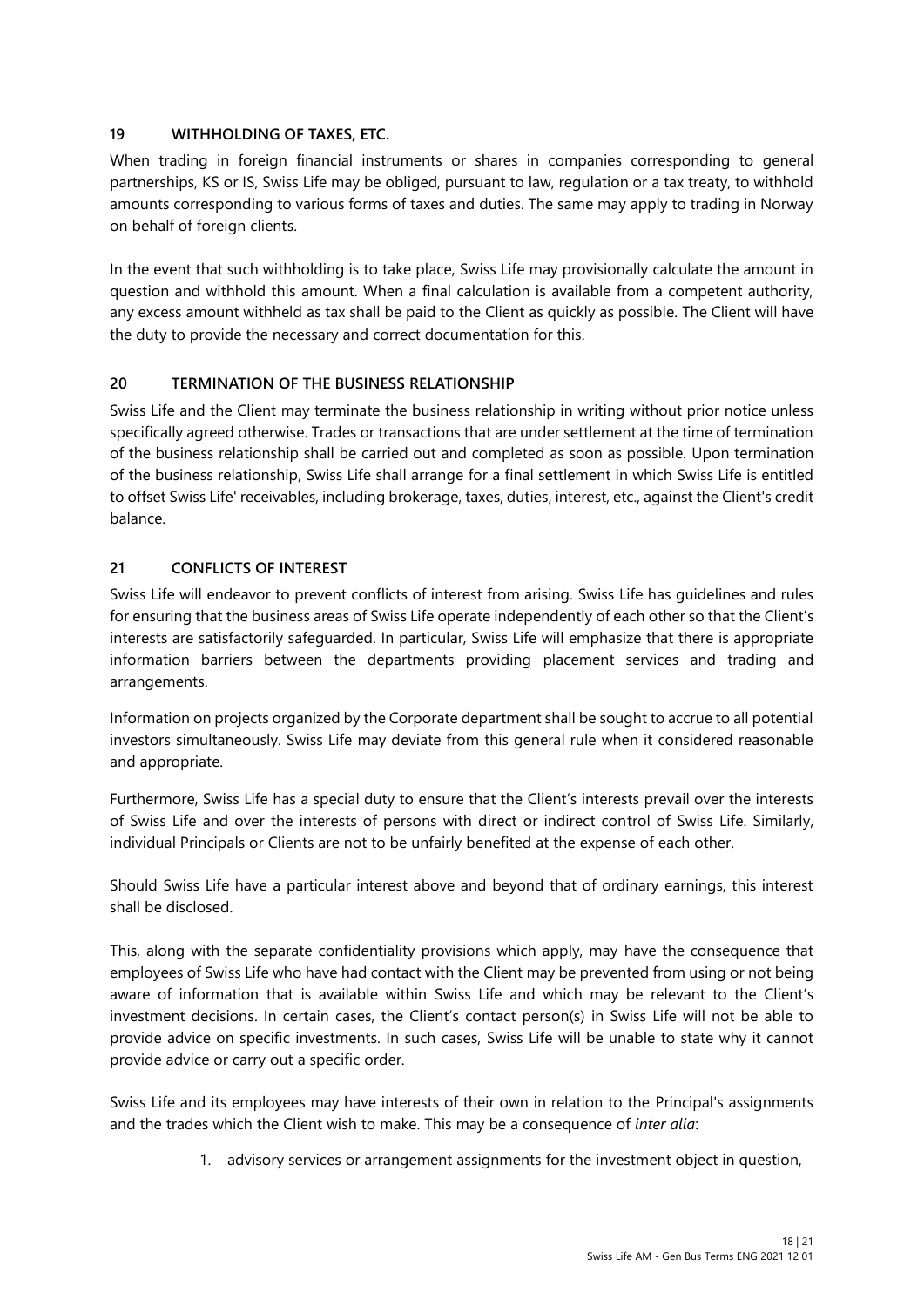## 19 WITHHOLDING OF TAXES, ETC.

When trading in foreign financial instruments or shares in companies corresponding to general partnerships, KS or IS, Swiss Life may be obliged, pursuant to law, regulation or a tax treaty, to withhold amounts corresponding to various forms of taxes and duties. The same may apply to trading in Norway on behalf of foreign clients.

In the event that such withholding is to take place, Swiss Life may provisionally calculate the amount in question and withhold this amount. When a final calculation is available from a competent authority, any excess amount withheld as tax shall be paid to the Client as quickly as possible. The Client will have the duty to provide the necessary and correct documentation for this.

## 20 TERMINATION OF THE BUSINESS RELATIONSHIP

Swiss Life and the Client may terminate the business relationship in writing without prior notice unless specifically agreed otherwise. Trades or transactions that are under settlement at the time of termination of the business relationship shall be carried out and completed as soon as possible. Upon termination of the business relationship, Swiss Life shall arrange for a final settlement in which Swiss Life is entitled to offset Swiss Life' receivables, including brokerage, taxes, duties, interest, etc., against the Client's credit balance.

## 21 CONFLICTS OF INTEREST

Swiss Life will endeavor to prevent conflicts of interest from arising. Swiss Life has guidelines and rules for ensuring that the business areas of Swiss Life operate independently of each other so that the Client's interests are satisfactorily safeguarded. In particular, Swiss Life will emphasize that there is appropriate information barriers between the departments providing placement services and trading and arrangements.

Information on projects organized by the Corporate department shall be sought to accrue to all potential investors simultaneously. Swiss Life may deviate from this general rule when it considered reasonable and appropriate.

Furthermore, Swiss Life has a special duty to ensure that the Client's interests prevail over the interests of Swiss Life and over the interests of persons with direct or indirect control of Swiss Life. Similarly, individual Principals or Clients are not to be unfairly benefited at the expense of each other.

Should Swiss Life have a particular interest above and beyond that of ordinary earnings, this interest shall be disclosed.

This, along with the separate confidentiality provisions which apply, may have the consequence that employees of Swiss Life who have had contact with the Client may be prevented from using or not being aware of information that is available within Swiss Life and which may be relevant to the Client's investment decisions. In certain cases, the Client's contact person(s) in Swiss Life will not be able to provide advice on specific investments. In such cases, Swiss Life will be unable to state why it cannot provide advice or carry out a specific order.

Swiss Life and its employees may have interests of their own in relation to the Principal's assignments and the trades which the Client wish to make. This may be a consequence of *inter alia*:

1. advisory services or arrangement assignments for the investment object in question,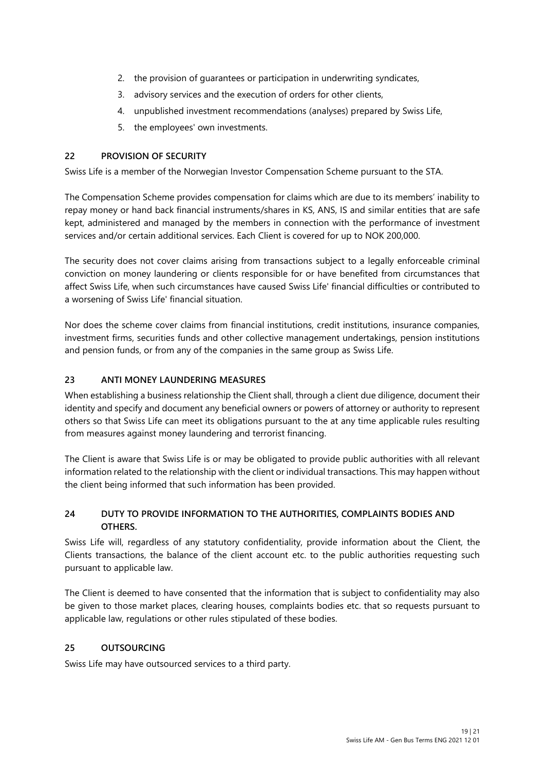2. the provision of guarantees or participation in underwriting syndicates,
3. advisory services and the execution of orders for other clients,
4. unpublished investment recommendations (analyses) prepared by Swiss Life,
5. the employees' own investments.

## 22 PROVISION OF SECURITY

Swiss Life is a member of the Norwegian Investor Compensation Scheme pursuant to the STA.

The Compensation Scheme provides compensation for claims which are due to its members' inability to repay money or hand back financial instruments/shares in KS, ANS, IS and similar entities that are safe kept, administered and managed by the members in connection with the performance of investment services and/or certain additional services. Each Client is covered for up to NOK 200,000.

The security does not cover claims arising from transactions subject to a legally enforceable criminal conviction on money laundering or clients responsible for or have benefited from circumstances that affect Swiss Life, when such circumstances have caused Swiss Life' financial difficulties or contributed to a worsening of Swiss Life' financial situation.

Nor does the scheme cover claims from financial institutions, credit institutions, insurance companies, investment firms, securities funds and other collective management undertakings, pension institutions and pension funds, or from any of the companies in the same group as Swiss Life.

## 23 ANTI MONEY LAUNDERING MEASURES

When establishing a business relationship the Client shall, through a client due diligence, document their identity and specify and document any beneficial owners or powers of attorney or authority to represent others so that Swiss Life can meet its obligations pursuant to the at any time applicable rules resulting from measures against money laundering and terrorist financing.

The Client is aware that Swiss Life is or may be obligated to provide public authorities with all relevant information related to the relationship with the client or individual transactions. This may happen without the client being informed that such information has been provided.

## 24 DUTY TO PROVIDE INFORMATION TO THE AUTHORITIES, COMPLAINTS BODIES AND OTHERS.

Swiss Life will, regardless of any statutory confidentiality, provide information about the Client, the Clients transactions, the balance of the client account etc. to the public authorities requesting such pursuant to applicable law.

The Client is deemed to have consented that the information that is subject to confidentiality may also be given to those market places, clearing houses, complaints bodies etc. that so requests pursuant to applicable law, regulations or other rules stipulated of these bodies.

## 25 OUTSOURCING

Swiss Life may have outsourced services to a third party.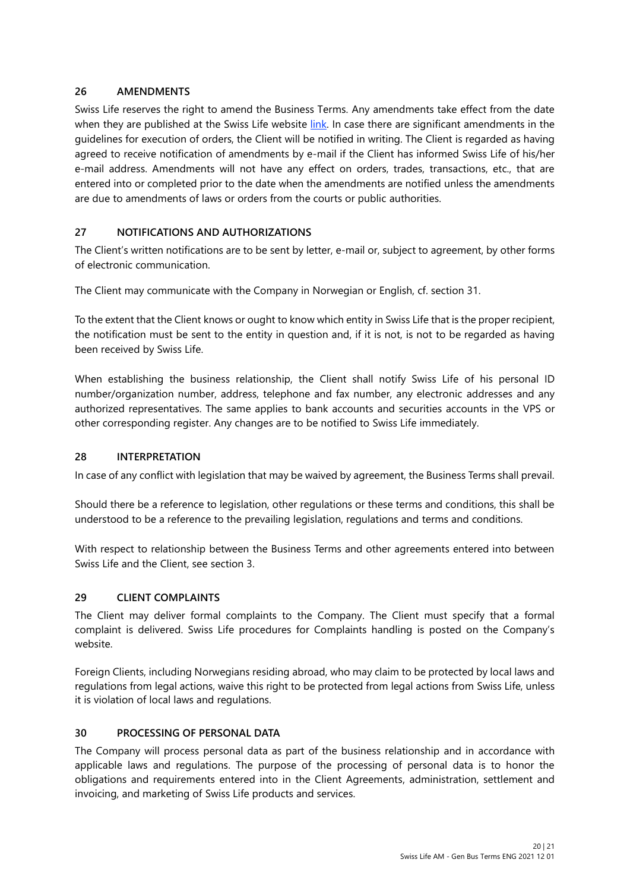## 26 AMENDMENTS

Swiss Life reserves the right to amend the Business Terms. Any amendments take effect from the date when they are published at the Swiss Life website link. In case there are significant amendments in the guidelines for execution of orders, the Client will be notified in writing. The Client is regarded as having agreed to receive notification of amendments by e-mail if the Client has informed Swiss Life of his/her e-mail address. Amendments will not have any effect on orders, trades, transactions, etc., that are entered into or completed prior to the date when the amendments are notified unless the amendments are due to amendments of laws or orders from the courts or public authorities.

## 27 NOTIFICATIONS AND AUTHORIZATIONS

The Client's written notifications are to be sent by letter, e-mail or, subject to agreement, by other forms of electronic communication.

The Client may communicate with the Company in Norwegian or English, cf. section 31.

To the extent that the Client knows or ought to know which entity in Swiss Life that is the proper recipient, the notification must be sent to the entity in question and, if it is not, is not to be regarded as having been received by Swiss Life.

When establishing the business relationship, the Client shall notify Swiss Life of his personal ID number/organization number, address, telephone and fax number, any electronic addresses and any authorized representatives. The same applies to bank accounts and securities accounts in the VPS or other corresponding register. Any changes are to be notified to Swiss Life immediately.

## 28 INTERPRETATION

In case of any conflict with legislation that may be waived by agreement, the Business Terms shall prevail.

Should there be a reference to legislation, other regulations or these terms and conditions, this shall be understood to be a reference to the prevailing legislation, regulations and terms and conditions.

With respect to relationship between the Business Terms and other agreements entered into between Swiss Life and the Client, see section 3.

## 29 CLIENT COMPLAINTS

The Client may deliver formal complaints to the Company. The Client must specify that a formal complaint is delivered. Swiss Life procedures for Complaints handling is posted on the Company's website.

Foreign Clients, including Norwegians residing abroad, who may claim to be protected by local laws and regulations from legal actions, waive this right to be protected from legal actions from Swiss Life, unless it is violation of local laws and regulations.

## 30 PROCESSING OF PERSONAL DATA

The Company will process personal data as part of the business relationship and in accordance with applicable laws and regulations. The purpose of the processing of personal data is to honor the obligations and requirements entered into in the Client Agreements, administration, settlement and invoicing, and marketing of Swiss Life products and services.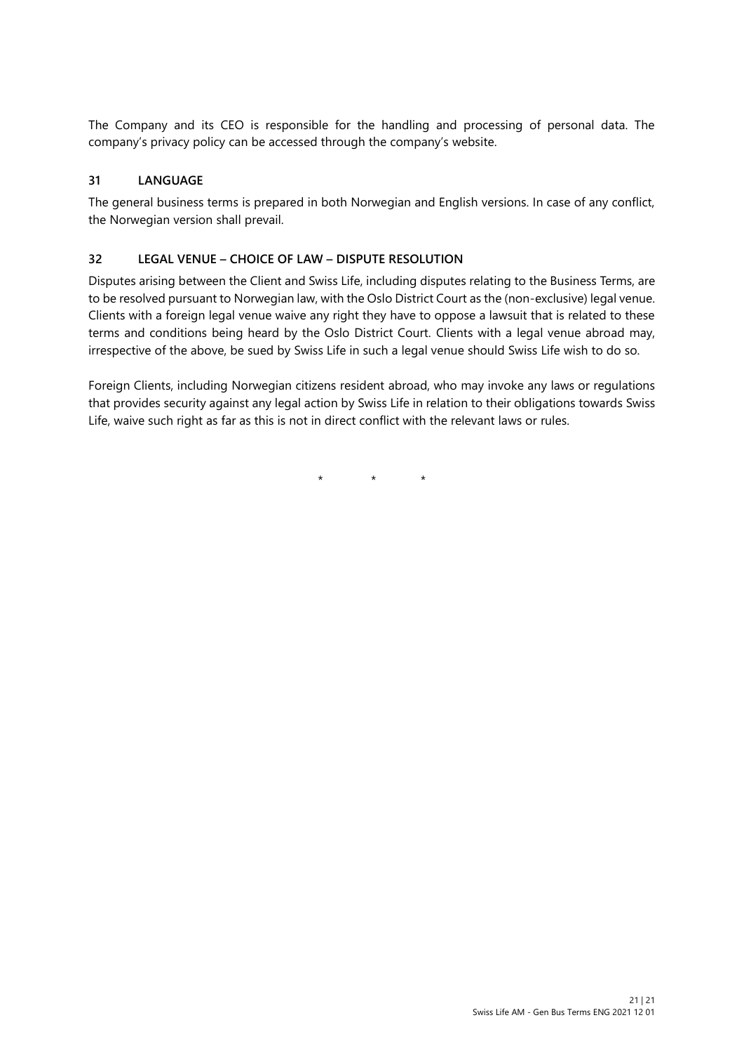The Company and its CEO is responsible for the handling and processing of personal data. The company's privacy policy can be accessed through the company's website.

## 31 LANGUAGE

The general business terms is prepared in both Norwegian and English versions. In case of any conflict, the Norwegian version shall prevail.

## 32 LEGAL VENUE – CHOICE OF LAW – DISPUTE RESOLUTION

Disputes arising between the Client and Swiss Life, including disputes relating to the Business Terms, are to be resolved pursuant to Norwegian law, with the Oslo District Court as the (non-exclusive) legal venue. Clients with a foreign legal venue waive any right they have to oppose a lawsuit that is related to these terms and conditions being heard by the Oslo District Court. Clients with a legal venue abroad may, irrespective of the above, be sued by Swiss Life in such a legal venue should Swiss Life wish to do so.

Foreign Clients, including Norwegian citizens resident abroad, who may invoke any laws or regulations that provides security against any legal action by Swiss Life in relation to their obligations towards Swiss Life, waive such right as far as this is not in direct conflict with the relevant laws or rules.

\* \* \*